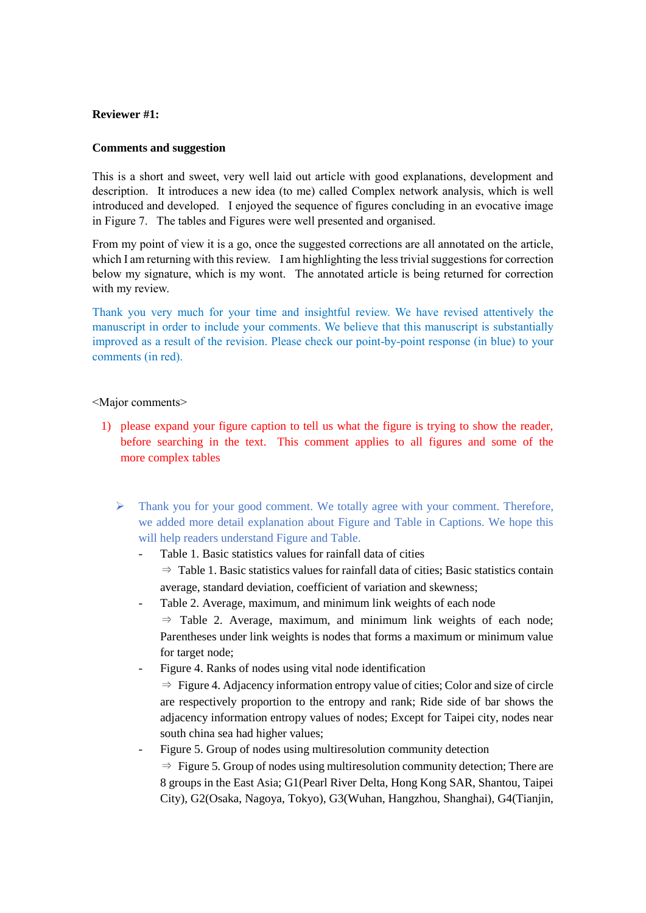**Reviewer #1:**

**Comments and suggestion**

This is a short and sweet, very well laid out article with good explanations, development and description. It introduces a new idea (to me) called Complex network analysis, which is well introduced and developed. I enjoyed the sequence of figures concluding in an evocative image in Figure 7. The tables and Figures were well presented and organised.

From my point of view it is a go, once the suggested corrections are all annotated on the article, which I am returning with this review. I am highlighting the less trivial suggestions for correction below my signature, which is my wont. The annotated article is being returned for correction with my review.

Thank you very much for your time and insightful review. We have revised attentively the manuscript in order to include your comments. We believe that this manuscript is substantially improved as a result of the revision. Please check our point-by-point response (in blue) to your comments (in red).

<Major comments>

1) please expand your figure caption to tell us what the figure is trying to show the reader, before searching in the text. This comment applies to all figures and some of the more complex tables

➢ Thank you for your good comment. We totally agree with your comment. Therefore, we added more detail explanation about Figure and Table in Captions. We hope this will help readers understand Figure and Table.

- Table 1. Basic statistics values for rainfall data of cities

  ⇒ Table 1. Basic statistics values for rainfall data of cities; Basic statistics contain average, standard deviation, coefficient of variation and skewness;

- Table 2. Average, maximum, and minimum link weights of each node

  ⇒ Table 2. Average, maximum, and minimum link weights of each node; Parentheses under link weights is nodes that forms a maximum or minimum value for target node;

- Figure 4. Ranks of nodes using vital node identification

  ⇒ Figure 4. Adjacency information entropy value of cities; Color and size of circle are respectively proportion to the entropy and rank; Ride side of bar shows the adjacency information entropy values of nodes; Except for Taipei city, nodes near south china sea had higher values;

- Figure 5. Group of nodes using multiresolution community detection

  ⇒ Figure 5. Group of nodes using multiresolution community detection; There are 8 groups in the East Asia; G1(Pearl River Delta, Hong Kong SAR, Shantou, Taipei City), G2(Osaka, Nagoya, Tokyo), G3(Wuhan, Hangzhou, Shanghai), G4(Tianjin,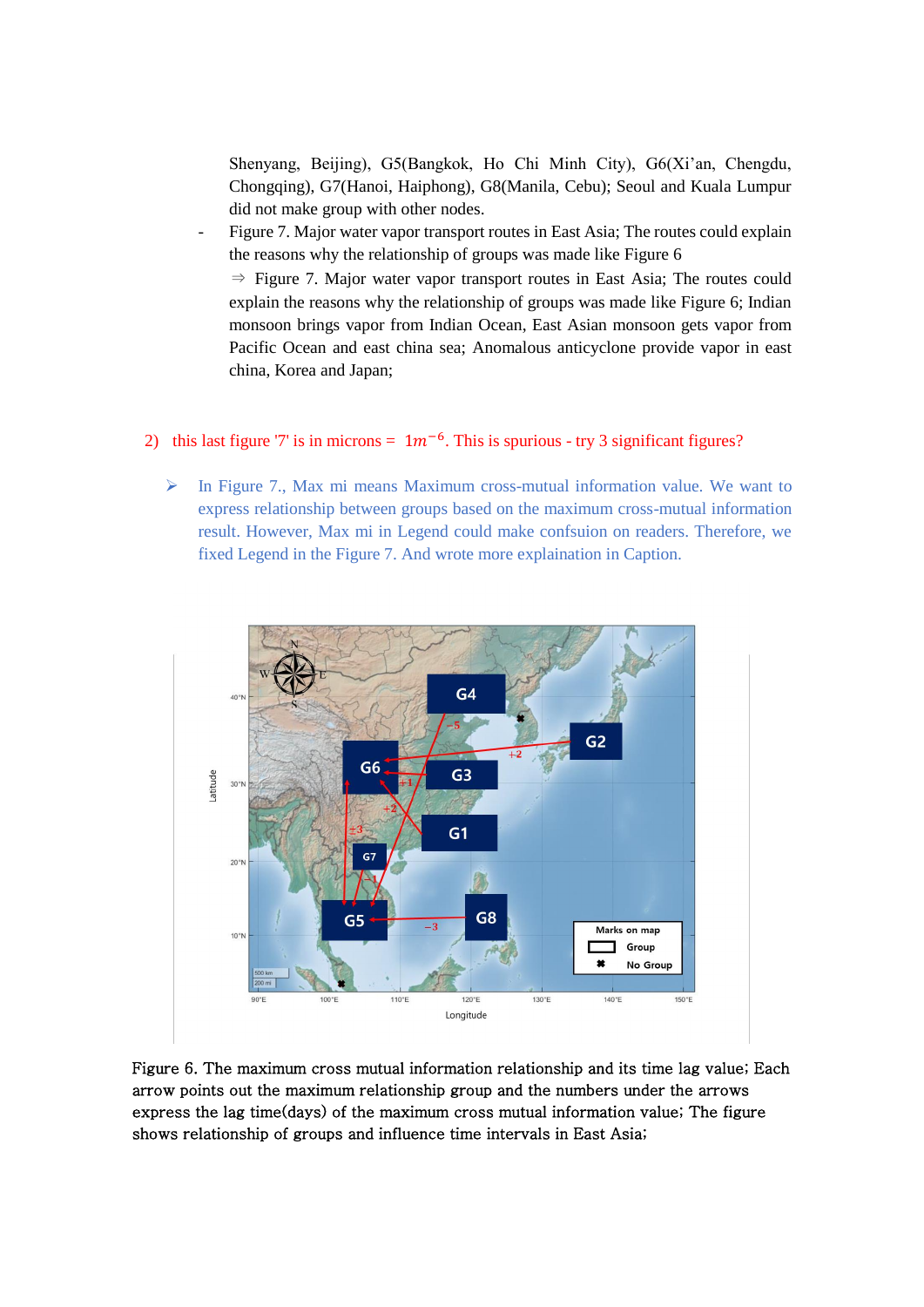Shenyang, Beijing), G5(Bangkok, Ho Chi Minh City), G6(Xi'an, Chengdu, Chongqing), G7(Hanoi, Haiphong), G8(Manila, Cebu); Seoul and Kuala Lumpur did not make group with other nodes.

- Figure 7. Major water vapor transport routes in East Asia; The routes could explain the reasons why the relationship of groups was made like Figure 6

  ⇒ Figure 7. Major water vapor transport routes in East Asia; The routes could explain the reasons why the relationship of groups was made like Figure 6; Indian monsoon brings vapor from Indian Ocean, East Asian monsoon gets vapor from Pacific Ocean and east china sea; Anomalous anticyclone provide vapor in east china, Korea and Japan;

2) this last figure '7' is in microns = $1m^{-6}$. This is spurious - try 3 significant figures?

➢ In Figure 7., Max mi means Maximum cross-mutual information value. We want to express relationship between groups based on the maximum cross-mutual information result. However, Max mi in Legend could make confsuion on readers. Therefore, we fixed Legend in the Figure 7. And wrote more explaination in Caption.

Figure 6. The maximum cross mutual information relationship and its time lag value; Each arrow points out the maximum relationship group and the numbers under the arrows express the lag time(days) of the maximum cross mutual information value; The figure shows relationship of groups and influence time intervals in East Asia;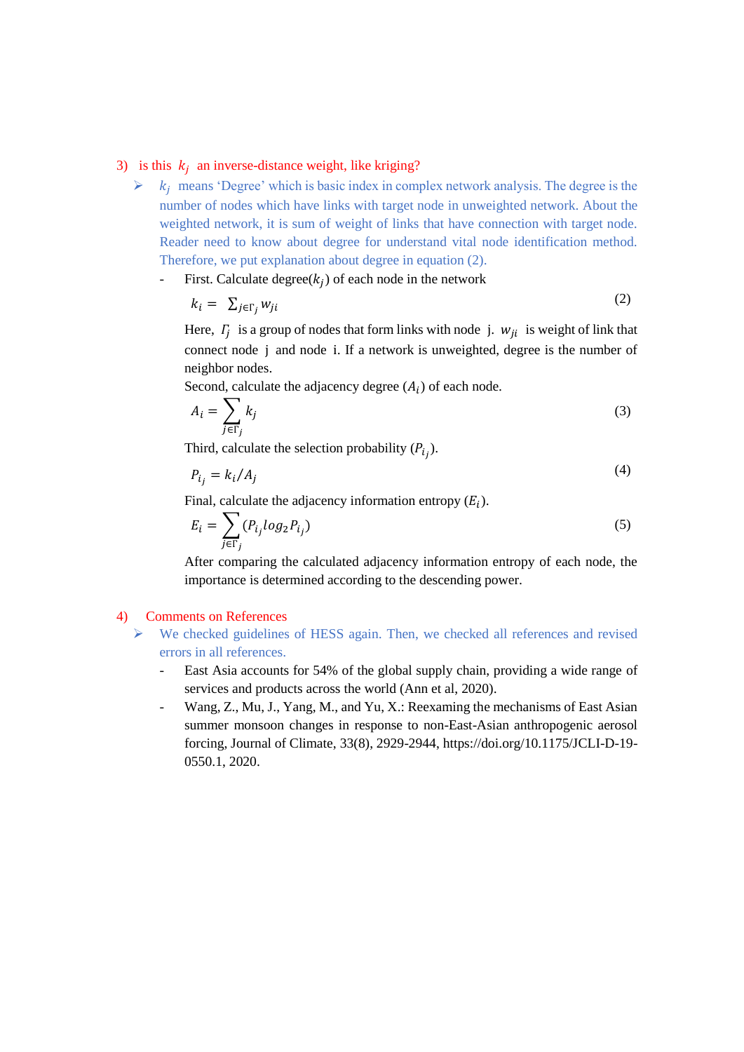3) is this $k_j$ an inverse-distance weight, like kriging?

- $k_j$ means 'Degree' which is basic index in complex network analysis. The degree is the number of nodes which have links with target node in unweighted network. About the weighted network, it is sum of weight of links that have connection with target node. Reader need to know about degree for understand vital node identification method. Therefore, we put explanation about degree in equation (2).
  - First. Calculate degree($k_j$) of each node in the network

    $$k_i = \sum_{j \in \Gamma_j} w_{ji} \tag{2}$$

    Here, $\Gamma_j$ is a group of nodes that form links with node j. $w_{ji}$ is weight of link that connect node j and node i. If a network is unweighted, degree is the number of neighbor nodes.

    Second, calculate the adjacency degree ($A_i$) of each node.

    $$A_i = \sum_{j \in \Gamma_j} k_j \tag{3}$$

    Third, calculate the selection probability ($P_{i_j}$).

    $$P_{i_j} = k_i / A_j \tag{4}$$

    Final, calculate the adjacency information entropy ($E_i$).

    $$E_i = \sum_{j \in \Gamma_j} (P_{i_j} log_2 P_{i_j}) \tag{5}$$

    After comparing the calculated adjacency information entropy of each node, the importance is determined according to the descending power.

4) Comments on References

- We checked guidelines of HESS again. Then, we checked all references and revised errors in all references.
  - East Asia accounts for 54% of the global supply chain, providing a wide range of services and products across the world (Ann et al, 2020).
  - Wang, Z., Mu, J., Yang, M., and Yu, X.: Reexaming the mechanisms of East Asian summer monsoon changes in response to non-East-Asian anthropogenic aerosol forcing, Journal of Climate, 33(8), 2929-2944, https://doi.org/10.1175/JCLI-D-19-0550.1, 2020.